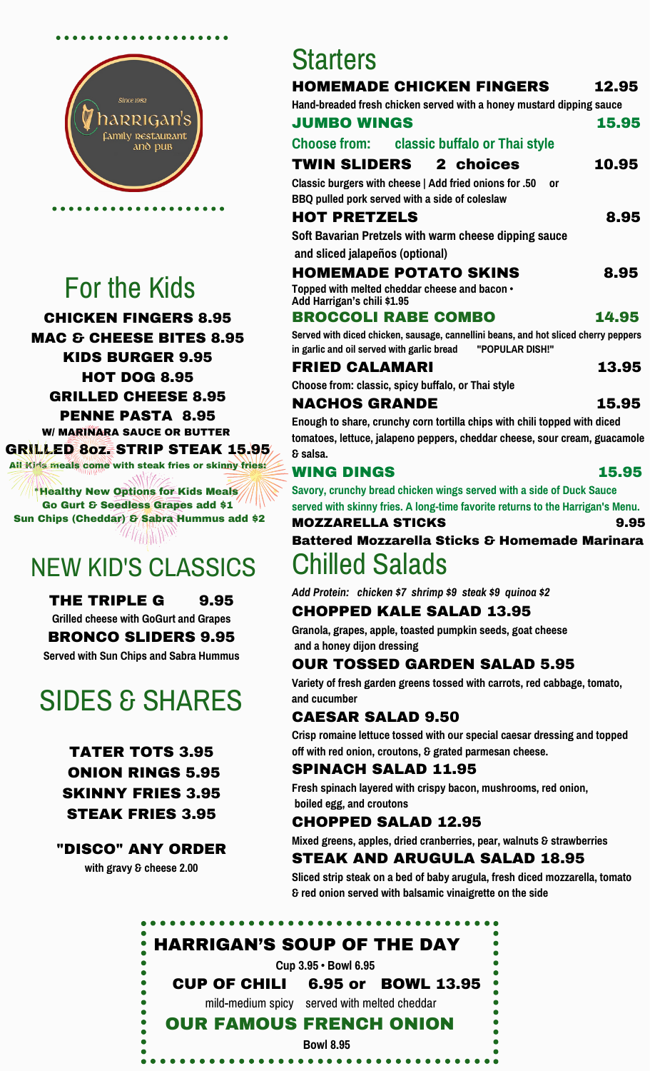Since 1982
harrigan's
family restaurant and pub

# For the Kids

**CHICKEN FINGERS 8.95**
**MAC & CHEESE BITES 8.95**
**KIDS BURGER 9.95**
**HOT DOG 8.95**
**GRILLED CHEESE 8.95**
**PENNE PASTA 8.95**
**W/ MARINARA SAUCE OR BUTTER**
**GRILLED 8oz. STRIP STEAK 15.95**

All Kids meals come with steak fries or skinny fries.

*Healthy New Options for Kids Meals
Go Gurt & Seedless Grapes add $1
Sun Chips (Cheddar) & Sabra Hummus add $2

# NEW KID'S CLASSICS

**THE TRIPLE G 9.95**
Grilled cheese with GoGurt and Grapes

**BRONCO SLIDERS 9.95**
Served with Sun Chips and Sabra Hummus

# SIDES & SHARES

**TATER TOTS 3.95**
**ONION RINGS 5.95**
**SKINNY FRIES 3.95**
**STEAK FRIES 3.95**

**"DISCO" ANY ORDER**
with gravy & cheese 2.00

# Starters

**HOMEMADE CHICKEN FINGERS 12.95**
Hand-breaded fresh chicken served with a honey mustard dipping sauce

**JUMBO WINGS 15.95**
Choose from: classic buffalo or Thai style

**TWIN SLIDERS 2 choices 10.95**
Classic burgers with cheese | Add fried onions for .50 or
BBQ pulled pork served with a side of coleslaw

**HOT PRETZELS 8.95**
Soft Bavarian Pretzels with warm cheese dipping sauce and sliced jalapeños (optional)

**HOMEMADE POTATO SKINS 8.95**
Topped with melted cheddar cheese and bacon •
Add Harrigan's chili $1.95

**BROCCOLI RABE COMBO 14.95**
Served with diced chicken, sausage, cannellini beans, and hot sliced cherry peppers in garlic and oil served with garlic bread "POPULAR DISH!"

**FRIED CALAMARI 13.95**
Choose from: classic, spicy buffalo, or Thai style

**NACHOS GRANDE 15.95**
Enough to share, crunchy corn tortilla chips with chili topped with diced tomatoes, lettuce, jalapeno peppers, cheddar cheese, sour cream, guacamole & salsa.

**WING DINGS 15.95**
Savory, crunchy bread chicken wings served with a side of Duck Sauce served with skinny fries. A long-time favorite returns to the Harrigan's Menu.

**MOZZARELLA STICKS 9.95**
**Battered Mozzarella Sticks & Homemade Marinara**

# Chilled Salads

*Add Protein: chicken $7 shrimp $9 steak $9 quinoa $2*

**CHOPPED KALE SALAD 13.95**
Granola, grapes, apple, toasted pumpkin seeds, goat cheese and a honey dijon dressing

**OUR TOSSED GARDEN SALAD 5.95**
Variety of fresh garden greens tossed with carrots, red cabbage, tomato, and cucumber

**CAESAR SALAD 9.50**
Crisp romaine lettuce tossed with our special caesar dressing and topped off with red onion, croutons, & grated parmesan cheese.

**SPINACH SALAD 11.95**
Fresh spinach layered with crispy bacon, mushrooms, red onion, boiled egg, and croutons

**CHOPPED SALAD 12.95**
Mixed greens, apples, dried cranberries, pear, walnuts & strawberries

**STEAK AND ARUGULA SALAD 18.95**
Sliced strip steak on a bed of baby arugula, fresh diced mozzarella, tomato & red onion served with balsamic vinaigrette on the side

## HARRIGAN'S SOUP OF THE DAY

Cup 3.95 • Bowl 6.95

**CUP OF CHILI 6.95 or BOWL 13.95**
mild-medium spicy served with melted cheddar

**OUR FAMOUS FRENCH ONION**
Bowl 8.95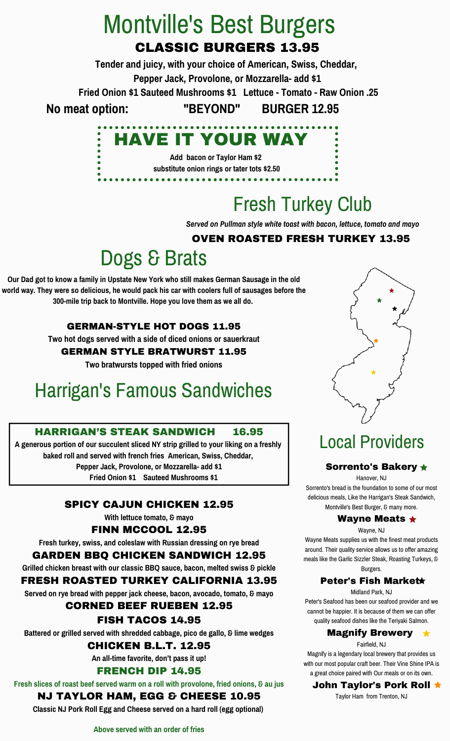# Montville's Best Burgers

## CLASSIC BURGERS 13.95

**Tender and juicy, with your choice of American, Swiss, Cheddar, Pepper Jack, Provolone, or Mozzarella- add $1**

**Fried Onion $1 Sauteed Mushrooms $1 Lettuce - Tomato - Raw Onion .25**

**No meat option: "BEYOND" BURGER 12.95**

## HAVE IT YOUR WAY

**Add bacon or Taylor Ham $2**

**substitute onion rings or tater tots $2.50**

# Fresh Turkey Club

***Served on Pullman style white toast with bacon, lettuce, tomato and mayo***

### OVEN ROASTED FRESH TURKEY 13.95

# Dogs & Brats

**Our Dad got to know a family in Upstate New York who still makes German Sausage in the old world way. They were so delicious, he would pack his car with coolers full of sausages before the 300-mile trip back to Montville. Hope you love them as we all do.**

### GERMAN-STYLE HOT DOGS 11.95

**Two hot dogs served with a side of diced onions or sauerkraut**

### GERMAN STYLE BRATWURST 11.95

**Two bratwursts topped with fried onions**

# Harrigan's Famous Sandwiches

### HARRIGAN'S STEAK SANDWICH 16.95

**A generous portion of our succulent sliced NY strip grilled to your liking on a freshly baked roll and served with french fries American, Swiss, Cheddar, Pepper Jack, Provolone, or Mozzarella- add $1**

**Fried Onion $1 Sauteed Mushrooms $1**

### SPICY CAJUN CHICKEN 12.95

**With lettuce tomato, & mayo**

### FINN MCCOOL 12.95

**Fresh turkey, swiss, and coleslaw with Russian dressing on rye bread**

### GARDEN BBQ CHICKEN SANDWICH 12.95

**Grilled chicken breast with our classic BBQ sauce, bacon, melted swiss & pickle**

### FRESH ROASTED TURKEY CALIFORNIA 13.95

**Served on rye bread with pepper jack cheese, bacon, avocado, tomato, & mayo**

### CORNED BEEF RUEBEN 12.95

### FISH TACOS 14.95

**Battered or grilled served with shredded cabbage, pico de gallo, & lime wedges**

### CHICKEN B.L.T. 12.95

**An all-time favorite, don't pass it up!**

### FRENCH DIP 14.95

**Fresh slices of roast beef served warm on a roll with provolone, fried onions, & au jus**

### NJ TAYLOR HAM, EGG & CHEESE 10.95

**Classic NJ Pork Roll Egg and Cheese served on a hard roll (egg optional)**

**Above served with an order of fries**

# Local Providers

### Sorrento's Bakery ★

Hanover, NJ

Sorrento's bread is the foundation to some of our most delicious meals, Like the Harrigan's Steak Sandwich, Montville's Best Burger, & many more.

### Wayne Meats ★

Wayne, NJ

Wayne Meats supplies us with the finest meat products around. Their quality service allows us to offer amazing meals like the Garlic Sizzler Steak, Roasting Turkeys, & Burgers.

### Peter's Fish Market★

Midland Park, NJ

Peter's Seafood has been our seafood provider and we cannot be happier. It is because of them we can offer quality seafood dishes like the Teriyaki Salmon.

### Magnify Brewery ★

Fairfield, NJ

Magnify is a legendary local brewery that provides us with our most popular craft beer. Their Vine Shine IPA is a great choice paired with Our meals or on its own.

### John Taylor's Pork Roll ★

Taylor Ham from Trenton, NJ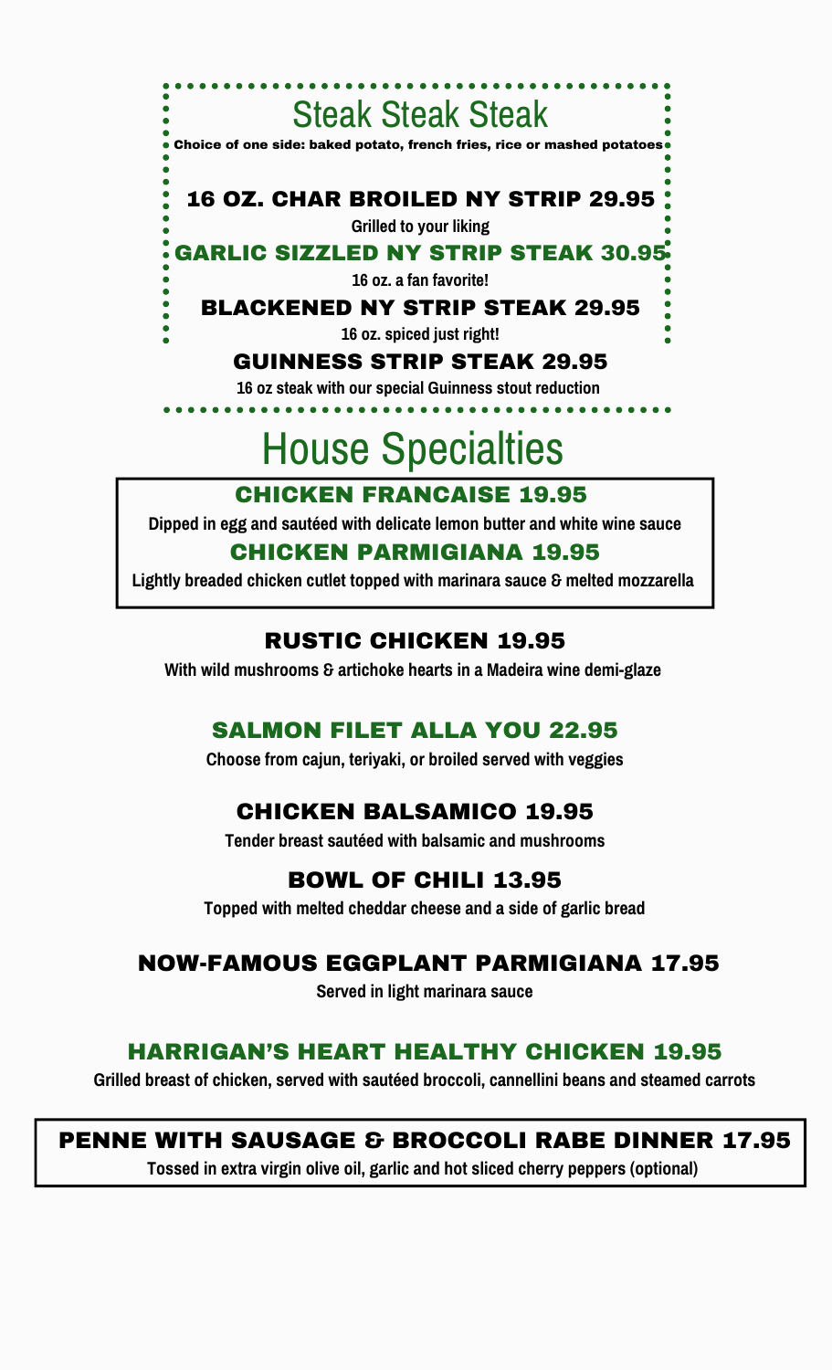# Steak Steak Steak

**Choice of one side: baked potato, french fries, rice or mashed potatoes**

### 16 OZ. CHAR BROILED NY STRIP 29.95

**Grilled to your liking**

### GARLIC SIZZLED NY STRIP STEAK 30.95

**16 oz. a fan favorite!**

### BLACKENED NY STRIP STEAK 29.95

**16 oz. spiced just right!**

### GUINNESS STRIP STEAK 29.95

**16 oz steak with our special Guinness stout reduction**

# House Specialties

### CHICKEN FRANCAISE 19.95

**Dipped in egg and sautéed with delicate lemon butter and white wine sauce**

### CHICKEN PARMIGIANA 19.95

**Lightly breaded chicken cutlet topped with marinara sauce & melted mozzarella**

### RUSTIC CHICKEN 19.95

**With wild mushrooms & artichoke hearts in a Madeira wine demi-glaze**

### SALMON FILET ALLA YOU 22.95

**Choose from cajun, teriyaki, or broiled served with veggies**

### CHICKEN BALSAMICO 19.95

**Tender breast sautéed with balsamic and mushrooms**

### BOWL OF CHILI 13.95

**Topped with melted cheddar cheese and a side of garlic bread**

### NOW-FAMOUS EGGPLANT PARMIGIANA 17.95

**Served in light marinara sauce**

### HARRIGAN'S HEART HEALTHY CHICKEN 19.95

**Grilled breast of chicken, served with sautéed broccoli, cannellini beans and steamed carrots**

### PENNE WITH SAUSAGE & BROCCOLI RABE DINNER 17.95

**Tossed in extra virgin olive oil, garlic and hot sliced cherry peppers (optional)**